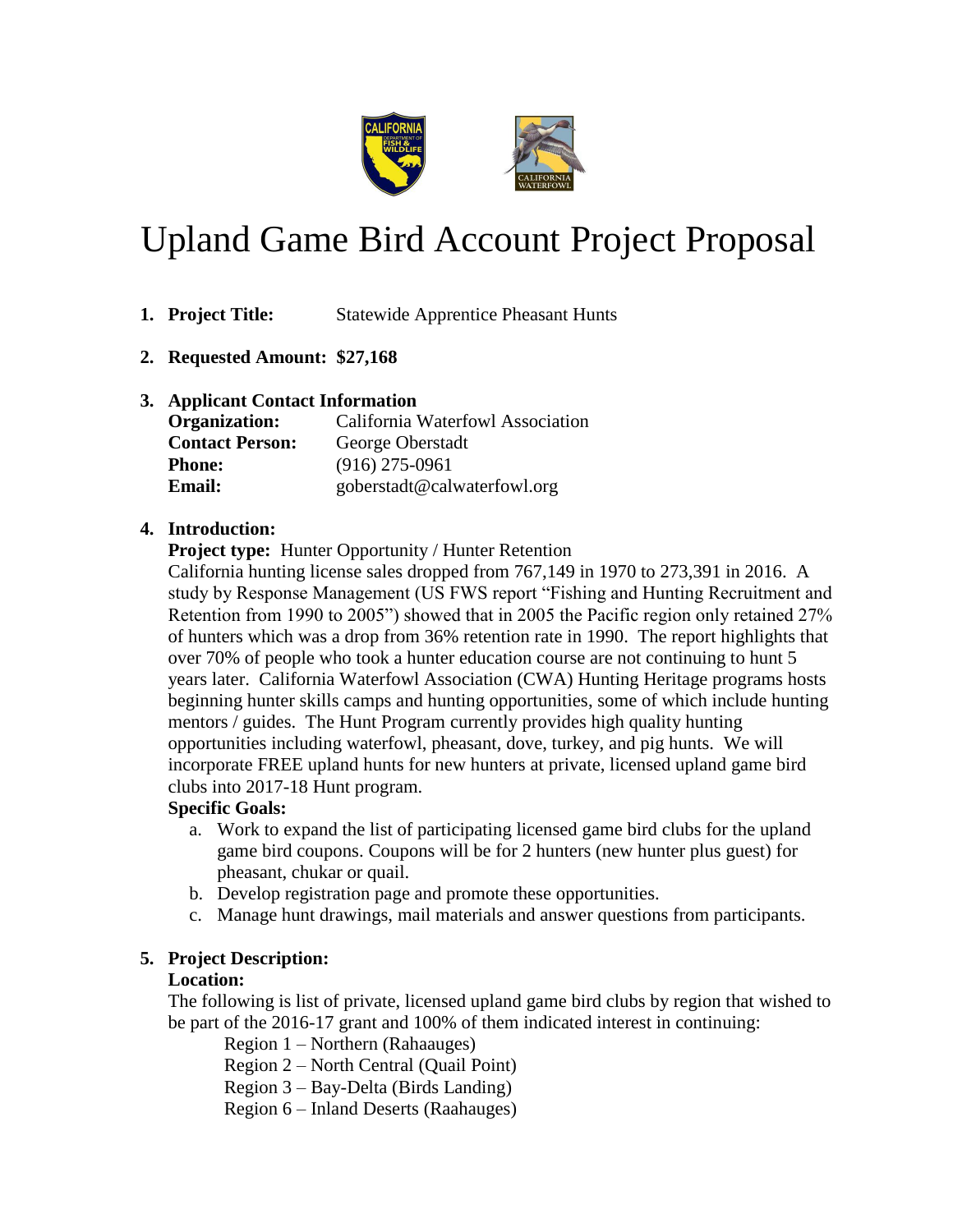# Upland Game Bird Account Project Proposal

1. **Project Title:** Statewide Apprentice Pheasant Hunts

2. **Requested Amount:** **$27,168**

3. **Applicant Contact Information**

   **Organization:** California Waterfowl Association
   **Contact Person:** George Oberstadt
   **Phone:** (916) 275-0961
   **Email:** goberstadt@calwaterfowl.org

4. **Introduction:**

   **Project type:** Hunter Opportunity / Hunter Retention

   California hunting license sales dropped from 767,149 in 1970 to 273,391 in 2016. A study by Response Management (US FWS report "Fishing and Hunting Recruitment and Retention from 1990 to 2005") showed that in 2005 the Pacific region only retained 27% of hunters which was a drop from 36% retention rate in 1990. The report highlights that over 70% of people who took a hunter education course are not continuing to hunt 5 years later. California Waterfowl Association (CWA) Hunting Heritage programs hosts beginning hunter skills camps and hunting opportunities, some of which include hunting mentors / guides. The Hunt Program currently provides high quality hunting opportunities including waterfowl, pheasant, dove, turkey, and pig hunts. We will incorporate FREE upland hunts for new hunters at private, licensed upland game bird clubs into 2017-18 Hunt program.

   **Specific Goals:**

   a. Work to expand the list of participating licensed game bird clubs for the upland game bird coupons. Coupons will be for 2 hunters (new hunter plus guest) for pheasant, chukar or quail.
   b. Develop registration page and promote these opportunities.
   c. Manage hunt drawings, mail materials and answer questions from participants.

5. **Project Description:**

   **Location:**

   The following is list of private, licensed upland game bird clubs by region that wished to be part of the 2016-17 grant and 100% of them indicated interest in continuing:

   Region 1 – Northern (Rahaauges)
   Region 2 – North Central (Quail Point)
   Region 3 – Bay-Delta (Birds Landing)
   Region 6 – Inland Deserts (Raahauges)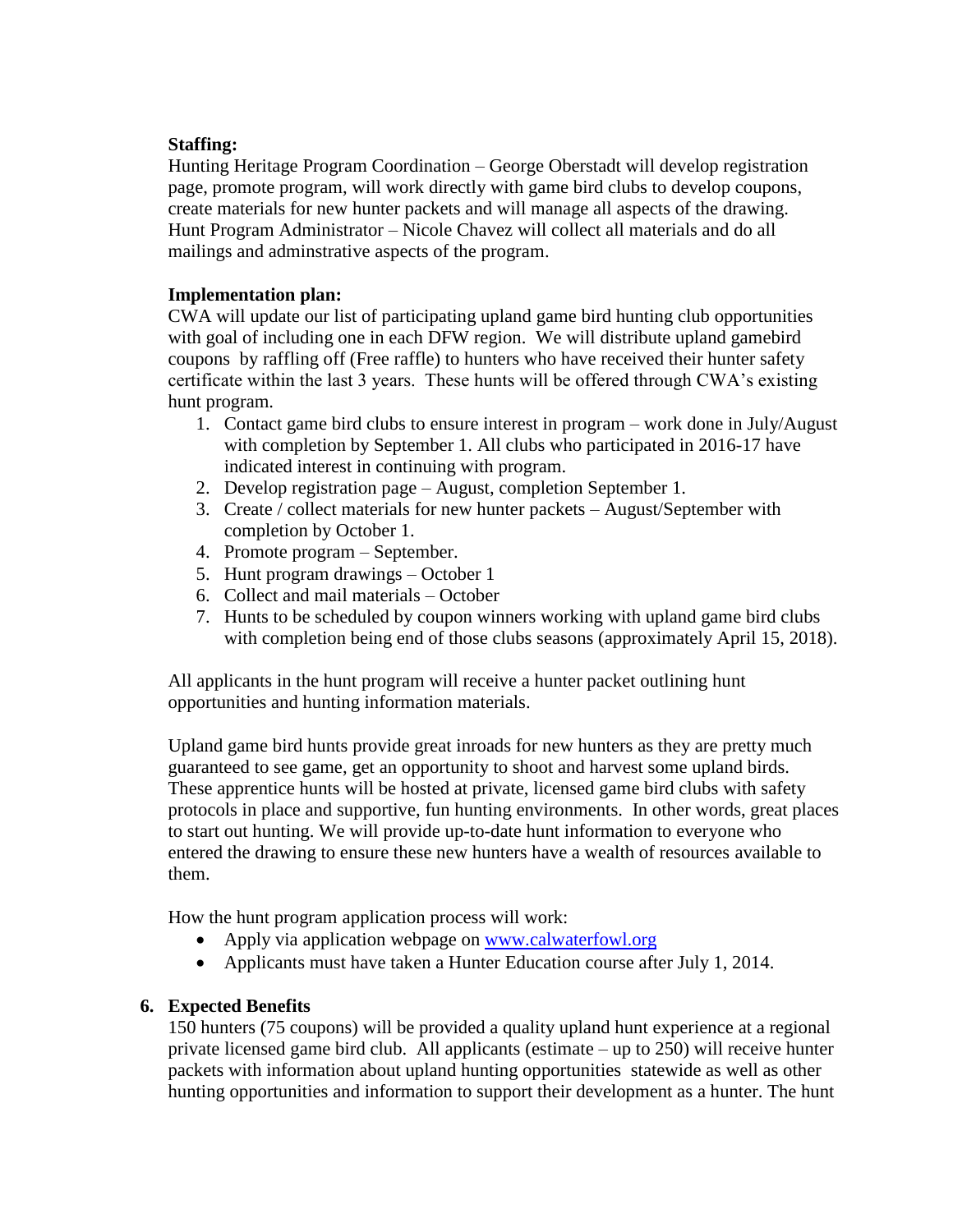**Staffing:**

Hunting Heritage Program Coordination – George Oberstadt will develop registration page, promote program, will work directly with game bird clubs to develop coupons, create materials for new hunter packets and will manage all aspects of the drawing. Hunt Program Administrator – Nicole Chavez will collect all materials and do all mailings and adminstrative aspects of the program.

**Implementation plan:**

CWA will update our list of participating upland game bird hunting club opportunities with goal of including one in each DFW region. We will distribute upland gamebird coupons by raffling off (Free raffle) to hunters who have received their hunter safety certificate within the last 3 years. These hunts will be offered through CWA's existing hunt program.

1. Contact game bird clubs to ensure interest in program – work done in July/August with completion by September 1. All clubs who participated in 2016-17 have indicated interest in continuing with program.
2. Develop registration page – August, completion September 1.
3. Create / collect materials for new hunter packets – August/September with completion by October 1.
4. Promote program – September.
5. Hunt program drawings – October 1
6. Collect and mail materials – October
7. Hunts to be scheduled by coupon winners working with upland game bird clubs with completion being end of those clubs seasons (approximately April 15, 2018).

All applicants in the hunt program will receive a hunter packet outlining hunt opportunities and hunting information materials.

Upland game bird hunts provide great inroads for new hunters as they are pretty much guaranteed to see game, get an opportunity to shoot and harvest some upland birds. These apprentice hunts will be hosted at private, licensed game bird clubs with safety protocols in place and supportive, fun hunting environments. In other words, great places to start out hunting. We will provide up-to-date hunt information to everyone who entered the drawing to ensure these new hunters have a wealth of resources available to them.

How the hunt program application process will work:

- Apply via application webpage on [www.calwaterfowl.org](http://www.calwaterfowl.org)
- Applicants must have taken a Hunter Education course after July 1, 2014.

## 6. Expected Benefits

150 hunters (75 coupons) will be provided a quality upland hunt experience at a regional private licensed game bird club. All applicants (estimate – up to 250) will receive hunter packets with information about upland hunting opportunities statewide as well as other hunting opportunities and information to support their development as a hunter. The hunt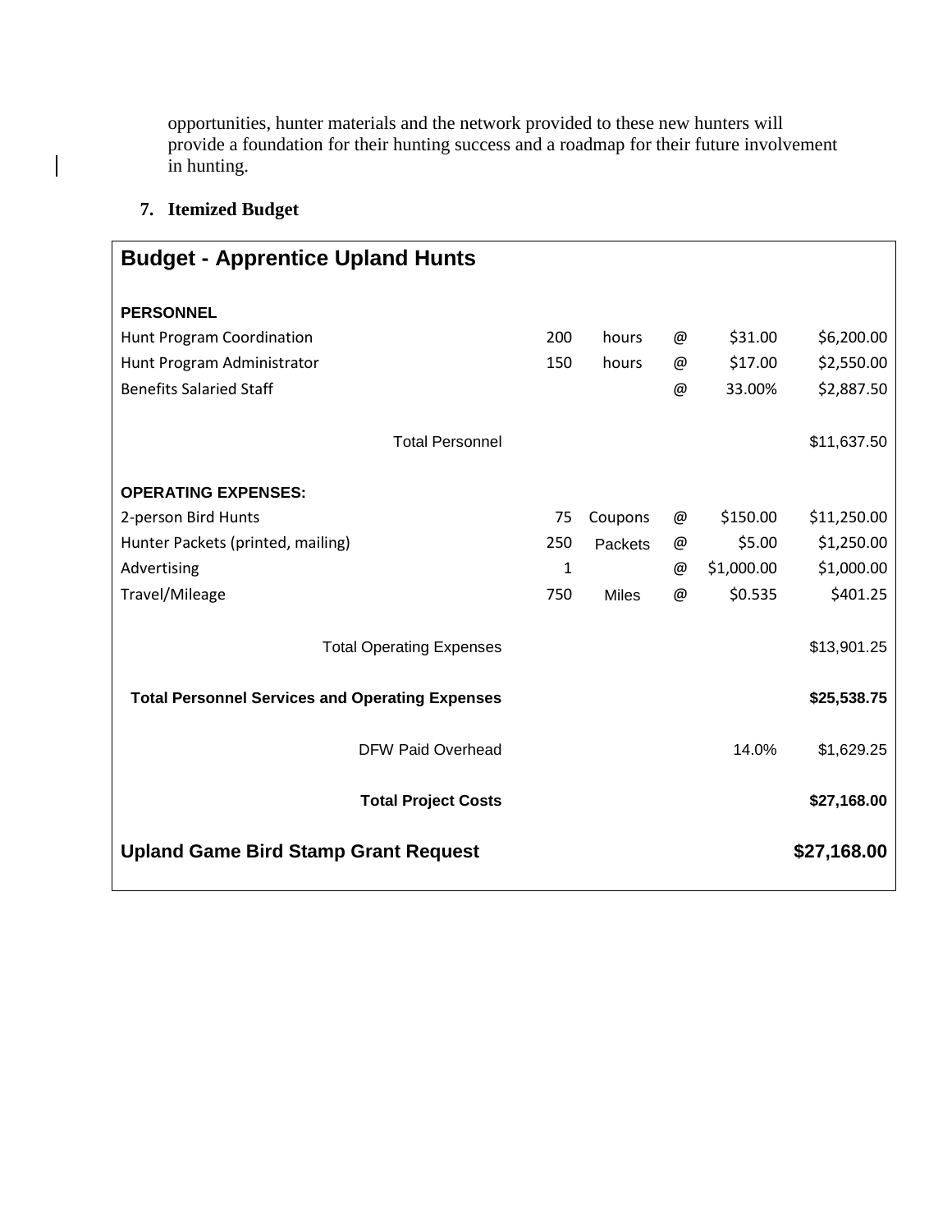opportunities, hunter materials and the network provided to these new hunters will provide a foundation for their hunting success and a roadmap for their future involvement in hunting.

**7. Itemized Budget**

| Budget - Apprentice Upland Hunts | | | | | |
|---|---|---|---|---|---|
| **PERSONNEL** | | | | | |
| Hunt Program Coordination | 200 | hours | @ | $31.00 | $6,200.00 |
| Hunt Program Administrator | 150 | hours | @ | $17.00 | $2,550.00 |
| Benefits Salaried Staff | | | @ | 33.00% | $2,887.50 |
| Total Personnel | | | | | $11,637.50 |
| **OPERATING EXPENSES:** | | | | | |
| 2-person Bird Hunts | 75 | Coupons | @ | $150.00 | $11,250.00 |
| Hunter Packets (printed, mailing) | 250 | Packets | @ | $5.00 | $1,250.00 |
| Advertising | 1 | | @ | $1,000.00 | $1,000.00 |
| Travel/Mileage | 750 | Miles | @ | $0.535 | $401.25 |
| Total Operating Expenses | | | | | $13,901.25 |
| **Total Personnel Services and Operating Expenses** | | | | | **$25,538.75** |
| DFW Paid Overhead | | | | 14.0% | $1,629.25 |
| **Total Project Costs** | | | | | **$27,168.00** |
| **Upland Game Bird Stamp Grant Request** | | | | | **$27,168.00** |